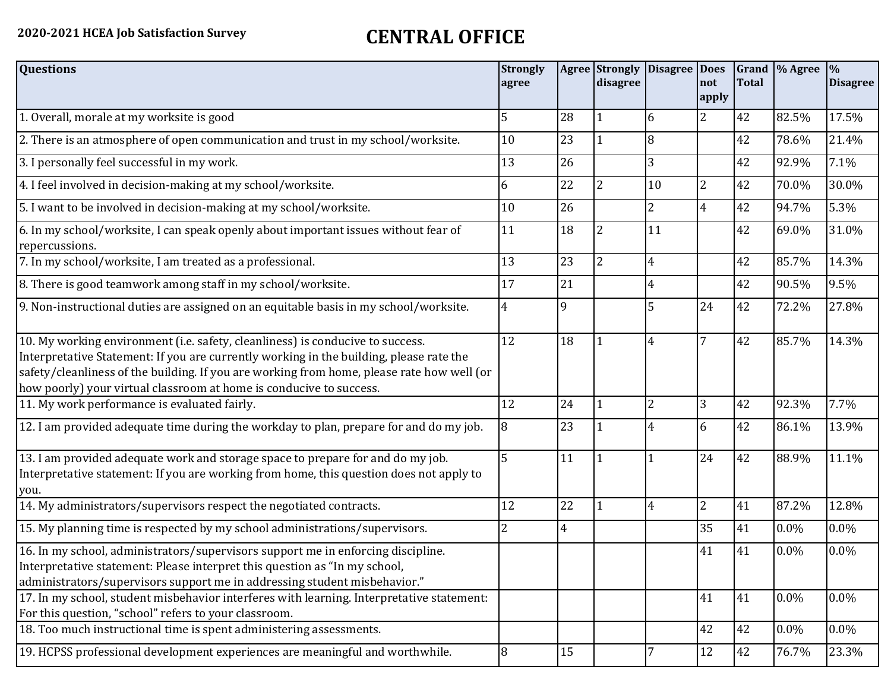**2020-2021 HCEA Job Satisfaction Survey**

# CENTRAL OFFICE

| Questions | Strongly agree | Agree | Strongly disagree | Disagree | Does not apply | Grand Total | % Agree | % Disagree |
|---|---|---|---|---|---|---|---|---|
| 1. Overall, morale at my worksite is good | 5 | 28 | 1 | 6 | 2 | 42 | 82.5% | 17.5% |
| 2. There is an atmosphere of open communication and trust in my school/worksite. | 10 | 23 | 1 | 8 | | 42 | 78.6% | 21.4% |
| 3. I personally feel successful in my work. | 13 | 26 | | 3 | | 42 | 92.9% | 7.1% |
| 4. I feel involved in decision-making at my school/worksite. | 6 | 22 | 2 | 10 | 2 | 42 | 70.0% | 30.0% |
| 5. I want to be involved in decision-making at my school/worksite. | 10 | 26 | | 2 | 4 | 42 | 94.7% | 5.3% |
| 6. In my school/worksite, I can speak openly about important issues without fear of repercussions. | 11 | 18 | 2 | 11 | | 42 | 69.0% | 31.0% |
| 7. In my school/worksite, I am treated as a professional. | 13 | 23 | 2 | 4 | | 42 | 85.7% | 14.3% |
| 8. There is good teamwork among staff in my school/worksite. | 17 | 21 | | 4 | | 42 | 90.5% | 9.5% |
| 9. Non-instructional duties are assigned on an equitable basis in my school/worksite. | 4 | 9 | | 5 | 24 | 42 | 72.2% | 27.8% |
| 10. My working environment (i.e. safety, cleanliness) is conducive to success. Interpretative Statement: If you are currently working in the building, please rate the safety/cleanliness of the building. If you are working from home, please rate how well (or how poorly) your virtual classroom at home is conducive to success. | 12 | 18 | 1 | 4 | 7 | 42 | 85.7% | 14.3% |
| 11. My work performance is evaluated fairly. | 12 | 24 | 1 | 2 | 3 | 42 | 92.3% | 7.7% |
| 12. I am provided adequate time during the workday to plan, prepare for and do my job. | 8 | 23 | 1 | 4 | 6 | 42 | 86.1% | 13.9% |
| 13. I am provided adequate work and storage space to prepare for and do my job. Interpretative statement: If you are working from home, this question does not apply to you. | 5 | 11 | 1 | 1 | 24 | 42 | 88.9% | 11.1% |
| 14. My administrators/supervisors respect the negotiated contracts. | 12 | 22 | 1 | 4 | 2 | 41 | 87.2% | 12.8% |
| 15. My planning time is respected by my school administrations/supervisors. | 2 | 4 | | | 35 | 41 | 0.0% | 0.0% |
| 16. In my school, administrators/supervisors support me in enforcing discipline. Interpretative statement: Please interpret this question as "In my school, administrators/supervisors support me in addressing student misbehavior." | | | | | 41 | 41 | 0.0% | 0.0% |
| 17. In my school, student misbehavior interferes with learning. Interpretative statement: For this question, "school" refers to your classroom. | | | | | 41 | 41 | 0.0% | 0.0% |
| 18. Too much instructional time is spent administering assessments. | | | | | 42 | 42 | 0.0% | 0.0% |
| 19. HCPSS professional development experiences are meaningful and worthwhile. | 8 | 15 | | 7 | 12 | 42 | 76.7% | 23.3% |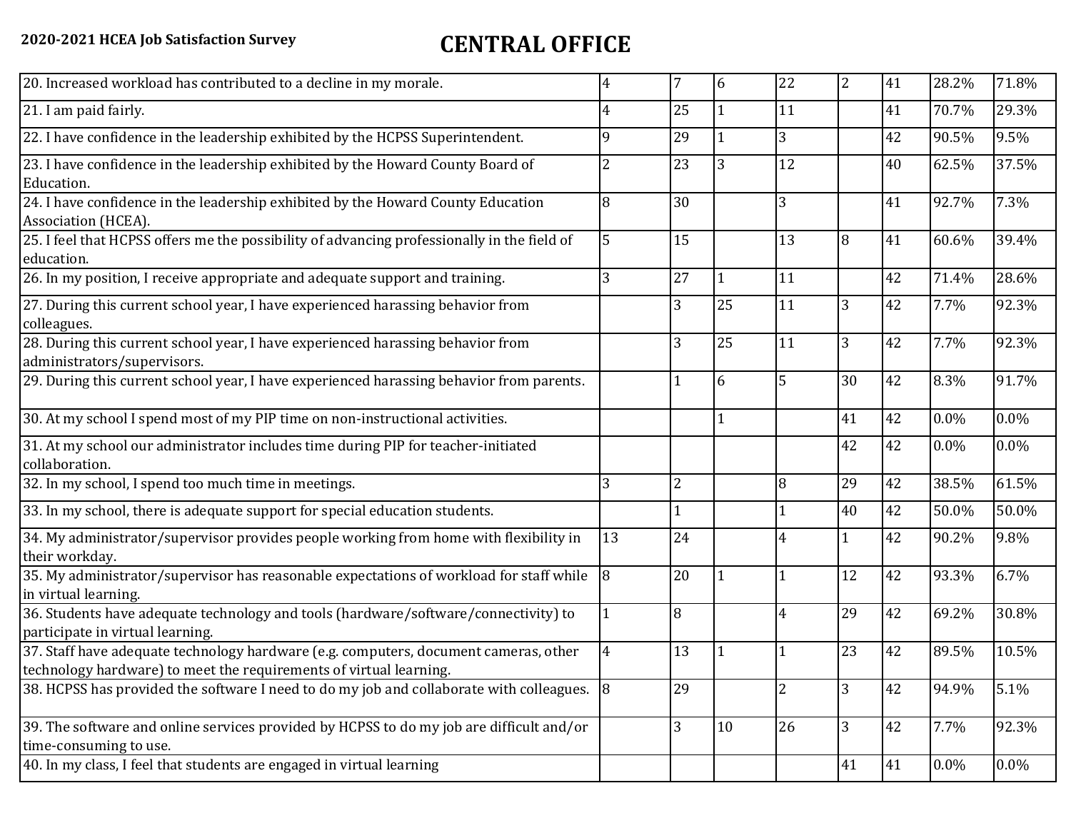**2020-2021 HCEA Job Satisfaction Survey**

# CENTRAL OFFICE

| | | | | | | | | |
|---|---|---|---|---|---|---|---|---|
| 20. Increased workload has contributed to a decline in my morale. | 4 | 7 | 6 | 22 | 2 | 41 | 28.2% | 71.8% |
| 21. I am paid fairly. | 4 | 25 | 1 | 11 | | 41 | 70.7% | 29.3% |
| 22. I have confidence in the leadership exhibited by the HCPSS Superintendent. | 9 | 29 | 1 | 3 | | 42 | 90.5% | 9.5% |
| 23. I have confidence in the leadership exhibited by the Howard County Board of Education. | 2 | 23 | 3 | 12 | | 40 | 62.5% | 37.5% |
| 24. I have confidence in the leadership exhibited by the Howard County Education Association (HCEA). | 8 | 30 | | 3 | | 41 | 92.7% | 7.3% |
| 25. I feel that HCPSS offers me the possibility of advancing professionally in the field of education. | 5 | 15 | | 13 | 8 | 41 | 60.6% | 39.4% |
| 26. In my position, I receive appropriate and adequate support and training. | 3 | 27 | 1 | 11 | | 42 | 71.4% | 28.6% |
| 27. During this current school year, I have experienced harassing behavior from colleagues. | | 3 | 25 | 11 | 3 | 42 | 7.7% | 92.3% |
| 28. During this current school year, I have experienced harassing behavior from administrators/supervisors. | | 3 | 25 | 11 | 3 | 42 | 7.7% | 92.3% |
| 29. During this current school year, I have experienced harassing behavior from parents. | | 1 | 6 | 5 | 30 | 42 | 8.3% | 91.7% |
| 30. At my school I spend most of my PIP time on non-instructional activities. | | | 1 | | 41 | 42 | 0.0% | 0.0% |
| 31. At my school our administrator includes time during PIP for teacher-initiated collaboration. | | | | | 42 | 42 | 0.0% | 0.0% |
| 32. In my school, I spend too much time in meetings. | 3 | 2 | | 8 | 29 | 42 | 38.5% | 61.5% |
| 33. In my school, there is adequate support for special education students. | | 1 | | 1 | 40 | 42 | 50.0% | 50.0% |
| 34. My administrator/supervisor provides people working from home with flexibility in their workday. | 13 | 24 | | 4 | 1 | 42 | 90.2% | 9.8% |
| 35. My administrator/supervisor has reasonable expectations of workload for staff while in virtual learning. | 8 | 20 | 1 | 1 | 12 | 42 | 93.3% | 6.7% |
| 36. Students have adequate technology and tools (hardware/software/connectivity) to participate in virtual learning. | 1 | 8 | | 4 | 29 | 42 | 69.2% | 30.8% |
| 37. Staff have adequate technology hardware (e.g. computers, document cameras, other technology hardware) to meet the requirements of virtual learning. | 4 | 13 | 1 | 1 | 23 | 42 | 89.5% | 10.5% |
| 38. HCPSS has provided the software I need to do my job and collaborate with colleagues. | 8 | 29 | | 2 | 3 | 42 | 94.9% | 5.1% |
| 39. The software and online services provided by HCPSS to do my job are difficult and/or time-consuming to use. | | 3 | 10 | 26 | 3 | 42 | 7.7% | 92.3% |
| 40. In my class, I feel that students are engaged in virtual learning | | | | | 41 | 41 | 0.0% | 0.0% |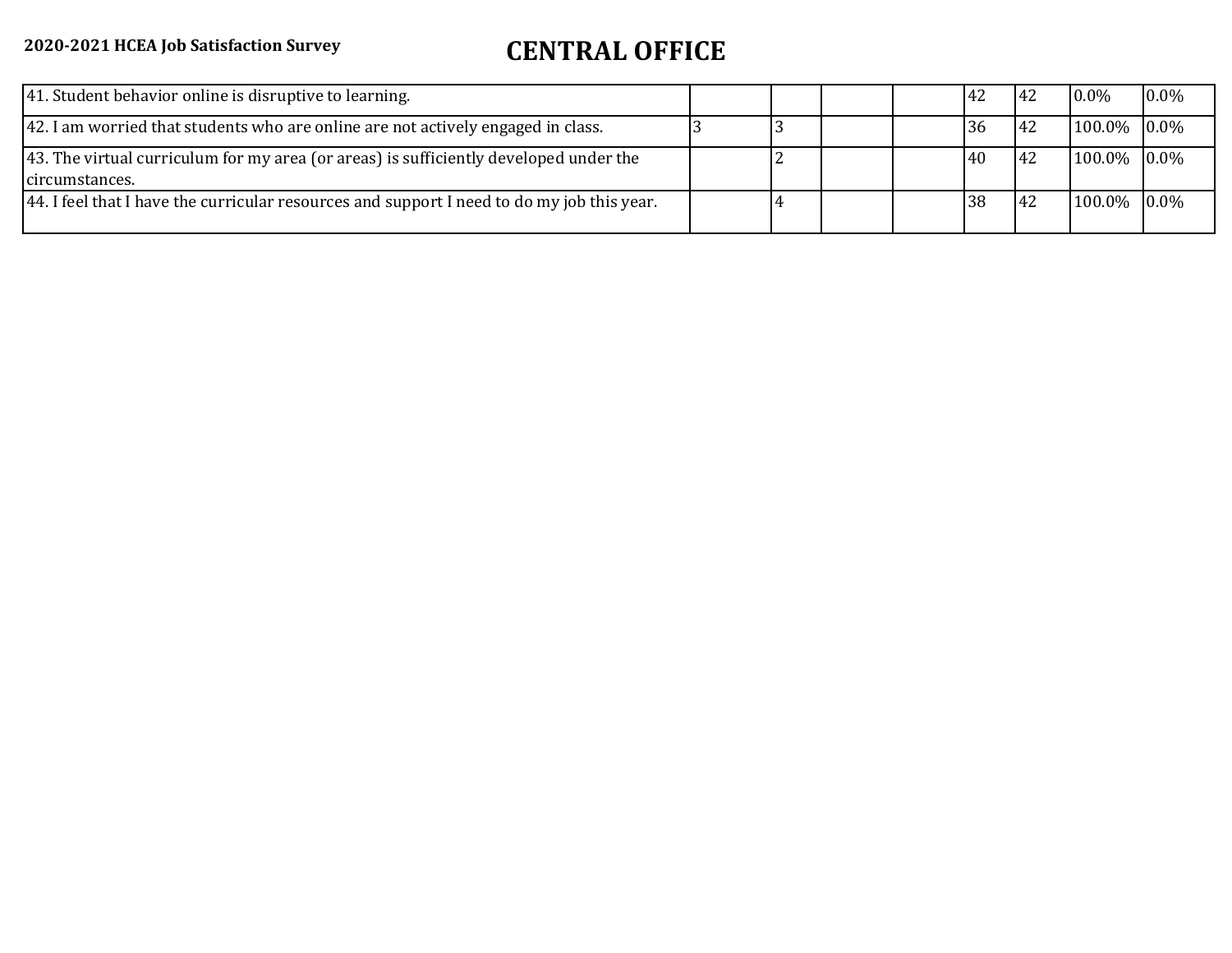2020-2021 HCEA Job Satisfaction Survey

# CENTRAL OFFICE

| | | | | | | | | |
|---|---|---|---|---|---|---|---|---|
| 41. Student behavior online is disruptive to learning. | | | | | 42 | 42 | 0.0% | 0.0% |
| 42. I am worried that students who are online are not actively engaged in class. | 3 | 3 | | | 36 | 42 | 100.0% | 0.0% |
| 43. The virtual curriculum for my area (or areas) is sufficiently developed under the circumstances. | | 2 | | | 40 | 42 | 100.0% | 0.0% |
| 44. I feel that I have the curricular resources and support I need to do my job this year. | | 4 | | | 38 | 42 | 100.0% | 0.0% |